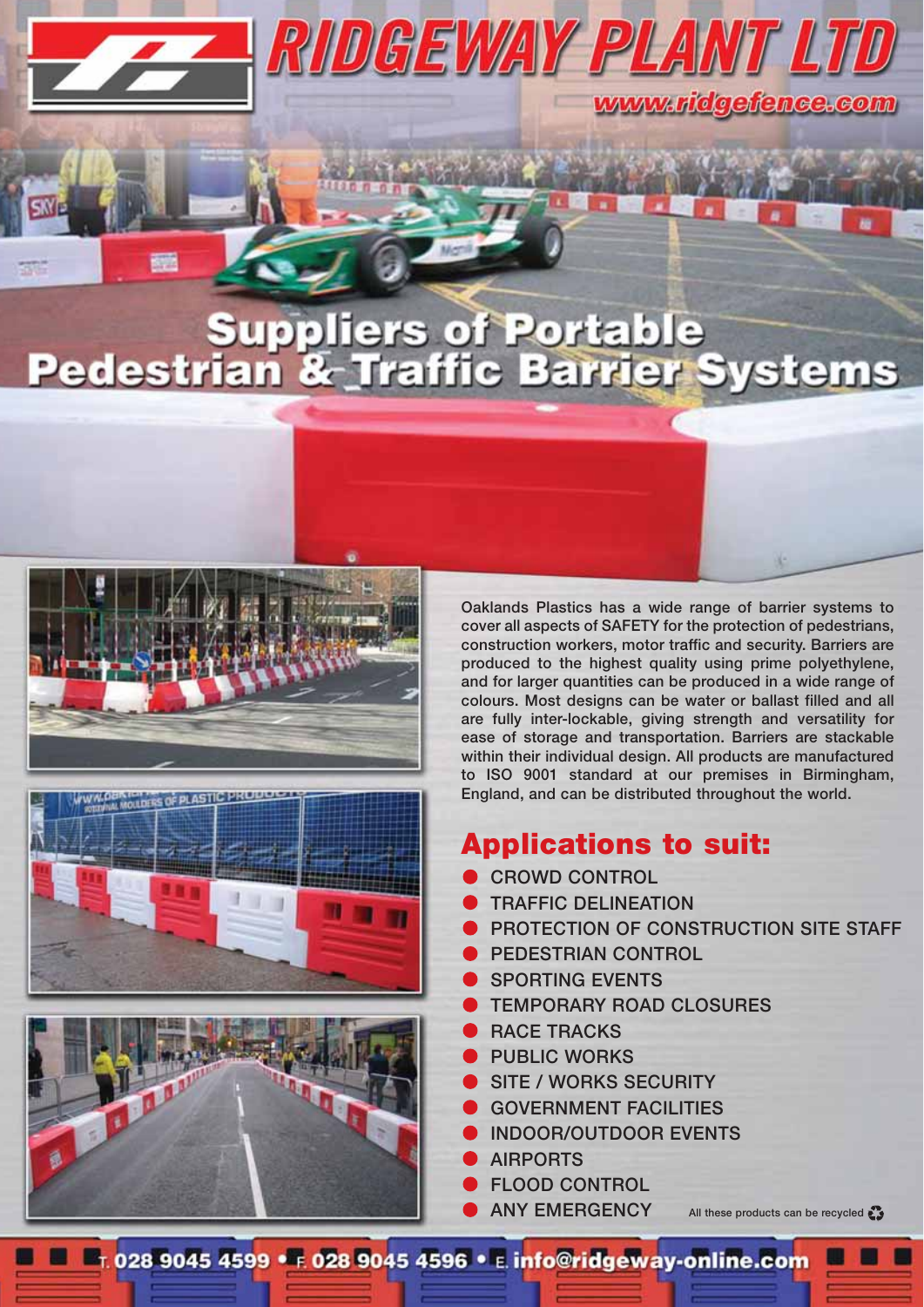# RIDGEWAY PLANT LTD

www.ridgefence.com

## Suppliers of Portable Pedestrian & Traffic Barrier Systems

Oaklands Plastics has a wide range of barrier systems to cover all aspects of SAFETY for the protection of pedestrians, construction workers, motor traffic and security. Barriers are produced to the highest quality using prime polyethylene, and for larger quantities can be produced in a wide range of colours. Most designs can be water or ballast filled and all are fully inter-lockable, giving strength and versatility for ease of storage and transportation. Barriers are stackable within their individual design. All products are manufactured to ISO 9001 standard at our premises in Birmingham, England, and can be distributed throughout the world.

## Applications to suit:

- CROWD CONTROL
- TRAFFIC DELINEATION
- PROTECTION OF CONSTRUCTION SITE STAFF
- PEDESTRIAN CONTROL
- SPORTING EVENTS
- TEMPORARY ROAD CLOSURES
- RACE TRACKS
- PUBLIC WORKS
- SITE / WORKS SECURITY
- GOVERNMENT FACILITIES
- INDOOR/OUTDOOR EVENTS
- AIRPORTS
- FLOOD CONTROL
- ANY EMERGENCY

All these products can be recycled

T. 028 9045 4599 • F. 028 9045 4596 • E. info@ridgeway-online.com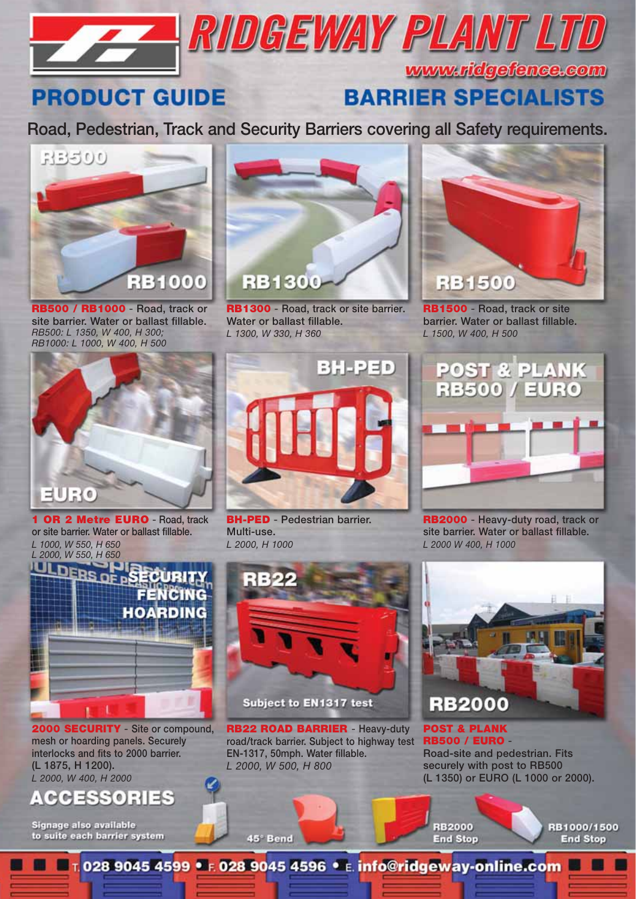# RIDGEWAY PLANT LTD

www.ridgefence.com

## PRODUCT GUIDE

## BARRIER SPECIALISTS

Road, Pedestrian, Track and Security Barriers covering all Safety requirements.

RB500

RB1000

**RB500 / RB1000** - Road, track or site barrier. Water or ballast fillable.
*RB500: L 1350, W 400, H 300;*
*RB1000: L 1000, W 400, H 500*

RB1300

**RB1300** - Road, track or site barrier. Water or ballast fillable.
*L 1300, W 330, H 360*

RB1500

**RB1500** - Road, track or site barrier. Water or ballast fillable.
*L 1500, W 400, H 500*

EURO

**1 OR 2 Metre EURO** - Road, track or site barrier. Water or ballast fillable.
*L 1000, W 550, H 650*
*L 2000, W 550, H 650*

BH-PED

**BH-PED** - Pedestrian barrier. Multi-use.
*L 2000, H 1000*

POST & PLANK RB500 / EURO

**RB2000** - Heavy-duty road, track or site barrier. Water or ballast fillable.
*L 2000 W 400, H 1000*

SECURITY FENCING HOARDING

**2000 SECURITY** - Site or compound, mesh or hoarding panels. Securely interlocks and fits to 2000 barrier. (L 1875, H 1200).
*L 2000, W 400, H 2000*

RB22

Subject to EN1317 test

**RB22 ROAD BARRIER** - Heavy-duty road/track barrier. Subject to highway test EN-1317, 50mph. Water fillable.
*L 2000, W 500, H 800*

RB2000

**POST & PLANK RB500 / EURO** -
Road-site and pedestrian. Fits securely with post to RB500 (L 1350) or EURO (L 1000 or 2000).

## ACCESSORIES

Signage also available to suite each barrier system

45° Bend

RB2000 End Stop

RB1000/1500 End Stop

T. 028 9045 4599 • F. 028 9045 4596 • E. info@ridgeway-online.com